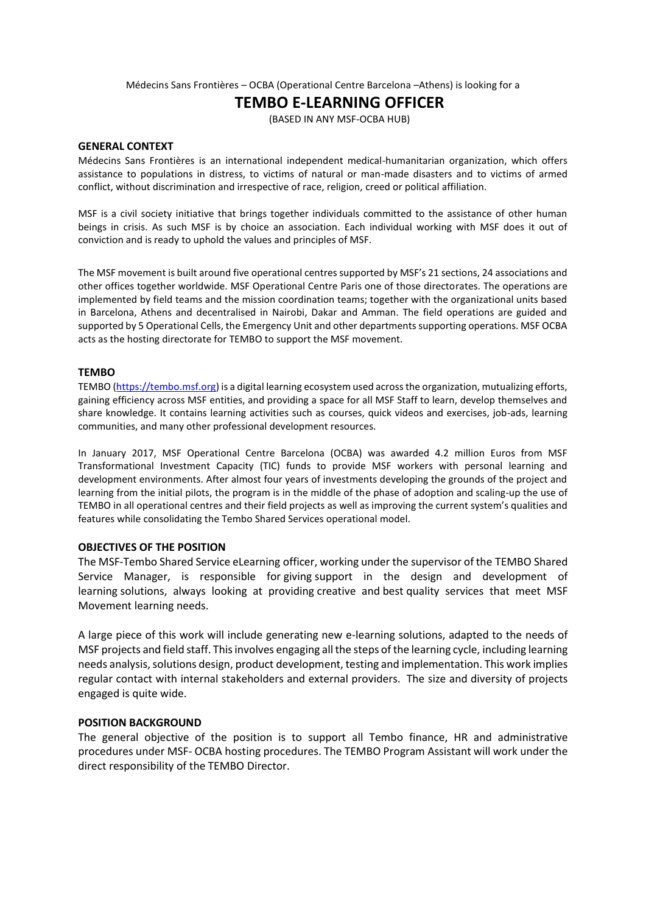Médecins Sans Frontières – OCBA (Operational Centre Barcelona –Athens) is looking for a

# TEMBO E-LEARNING OFFICER

(BASED IN ANY MSF-OCBA HUB)

## GENERAL CONTEXT

Médecins Sans Frontières is an international independent medical-humanitarian organization, which offers assistance to populations in distress, to victims of natural or man-made disasters and to victims of armed conflict, without discrimination and irrespective of race, religion, creed or political affiliation.

MSF is a civil society initiative that brings together individuals committed to the assistance of other human beings in crisis. As such MSF is by choice an association. Each individual working with MSF does it out of conviction and is ready to uphold the values and principles of MSF.

The MSF movement is built around five operational centres supported by MSF's 21 sections, 24 associations and other offices together worldwide. MSF Operational Centre Paris one of those directorates. The operations are implemented by field teams and the mission coordination teams; together with the organizational units based in Barcelona, Athens and decentralised in Nairobi, Dakar and Amman. The field operations are guided and supported by 5 Operational Cells, the Emergency Unit and other departments supporting operations. MSF OCBA acts as the hosting directorate for TEMBO to support the MSF movement.

## TEMBO

TEMBO (https://tembo.msf.org) is a digital learning ecosystem used across the organization, mutualizing efforts, gaining efficiency across MSF entities, and providing a space for all MSF Staff to learn, develop themselves and share knowledge. It contains learning activities such as courses, quick videos and exercises, job-ads, learning communities, and many other professional development resources.

In January 2017, MSF Operational Centre Barcelona (OCBA) was awarded 4.2 million Euros from MSF Transformational Investment Capacity (TIC) funds to provide MSF workers with personal learning and development environments. After almost four years of investments developing the grounds of the project and learning from the initial pilots, the program is in the middle of the phase of adoption and scaling-up the use of TEMBO in all operational centres and their field projects as well as improving the current system's qualities and features while consolidating the Tembo Shared Services operational model.

## OBJECTIVES OF THE POSITION

The MSF-Tembo Shared Service eLearning officer, working under the supervisor of the TEMBO Shared Service Manager, is responsible for giving support in the design and development of learning solutions, always looking at providing creative and best quality services that meet MSF Movement learning needs.

A large piece of this work will include generating new e-learning solutions, adapted to the needs of MSF projects and field staff. This involves engaging all the steps of the learning cycle, including learning needs analysis, solutions design, product development, testing and implementation. This work implies regular contact with internal stakeholders and external providers. The size and diversity of projects engaged is quite wide.

## POSITION BACKGROUND

The general objective of the position is to support all Tembo finance, HR and administrative procedures under MSF- OCBA hosting procedures. The TEMBO Program Assistant will work under the direct responsibility of the TEMBO Director.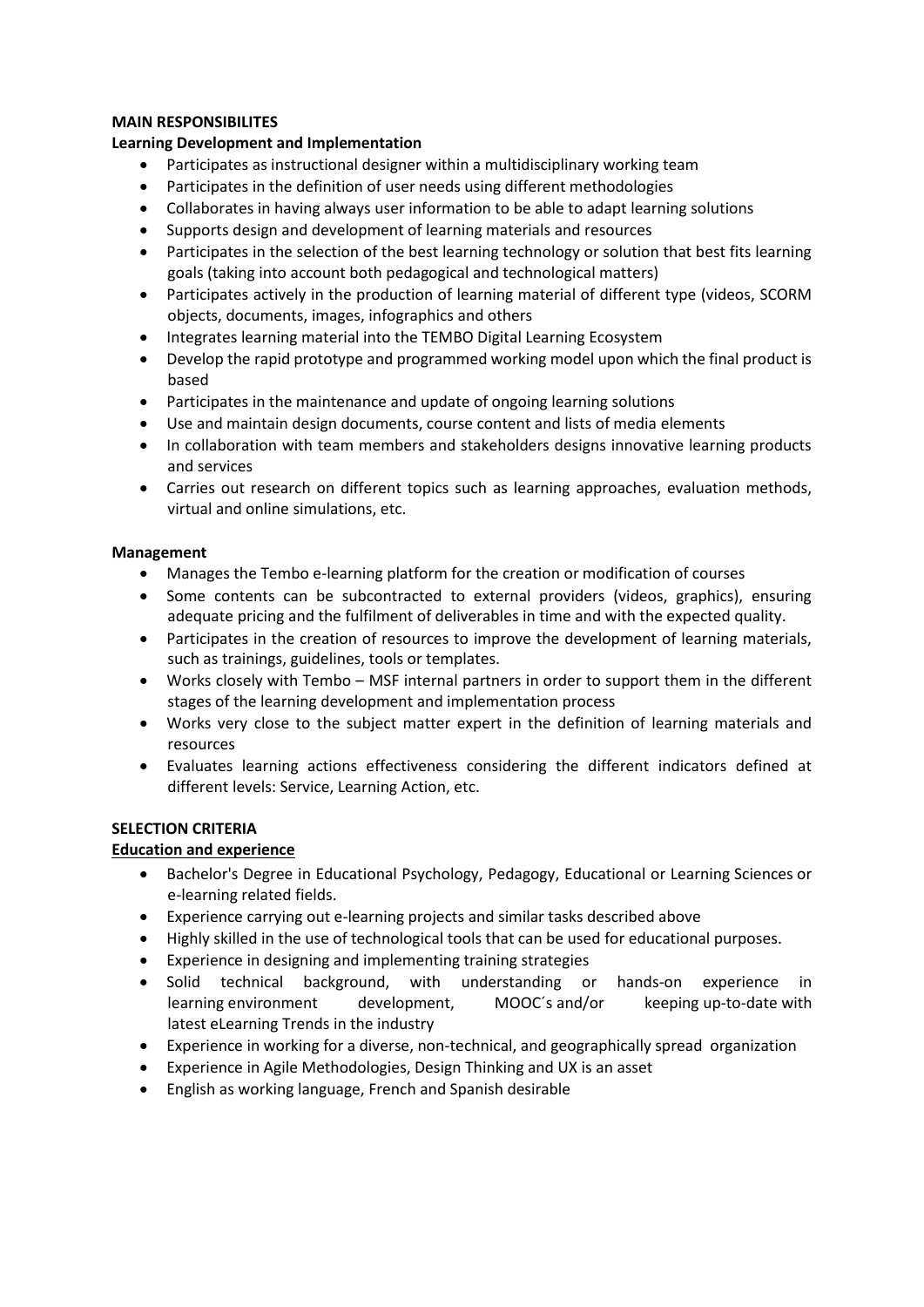**MAIN RESPONSIBILITES**

**Learning Development and Implementation**

- Participates as instructional designer within a multidisciplinary working team
- Participates in the definition of user needs using different methodologies
- Collaborates in having always user information to be able to adapt learning solutions
- Supports design and development of learning materials and resources
- Participates in the selection of the best learning technology or solution that best fits learning goals (taking into account both pedagogical and technological matters)
- Participates actively in the production of learning material of different type (videos, SCORM objects, documents, images, infographics and others
- Integrates learning material into the TEMBO Digital Learning Ecosystem
- Develop the rapid prototype and programmed working model upon which the final product is based
- Participates in the maintenance and update of ongoing learning solutions
- Use and maintain design documents, course content and lists of media elements
- In collaboration with team members and stakeholders designs innovative learning products and services
- Carries out research on different topics such as learning approaches, evaluation methods, virtual and online simulations, etc.

**Management**

- Manages the Tembo e-learning platform for the creation or modification of courses
- Some contents can be subcontracted to external providers (videos, graphics), ensuring adequate pricing and the fulfilment of deliverables in time and with the expected quality.
- Participates in the creation of resources to improve the development of learning materials, such as trainings, guidelines, tools or templates.
- Works closely with Tembo – MSF internal partners in order to support them in the different stages of the learning development and implementation process
- Works very close to the subject matter expert in the definition of learning materials and resources
- Evaluates learning actions effectiveness considering the different indicators defined at different levels: Service, Learning Action, etc.

**SELECTION CRITERIA**

**Education and experience**

- Bachelor's Degree in Educational Psychology, Pedagogy, Educational or Learning Sciences or e-learning related fields.
- Experience carrying out e-learning projects and similar tasks described above
- Highly skilled in the use of technological tools that can be used for educational purposes.
- Experience in designing and implementing training strategies
- Solid technical background, with understanding or hands-on experience in learning environment development, MOOC´s and/or keeping up-to-date with latest eLearning Trends in the industry
- Experience in working for a diverse, non-technical, and geographically spread organization
- Experience in Agile Methodologies, Design Thinking and UX is an asset
- English as working language, French and Spanish desirable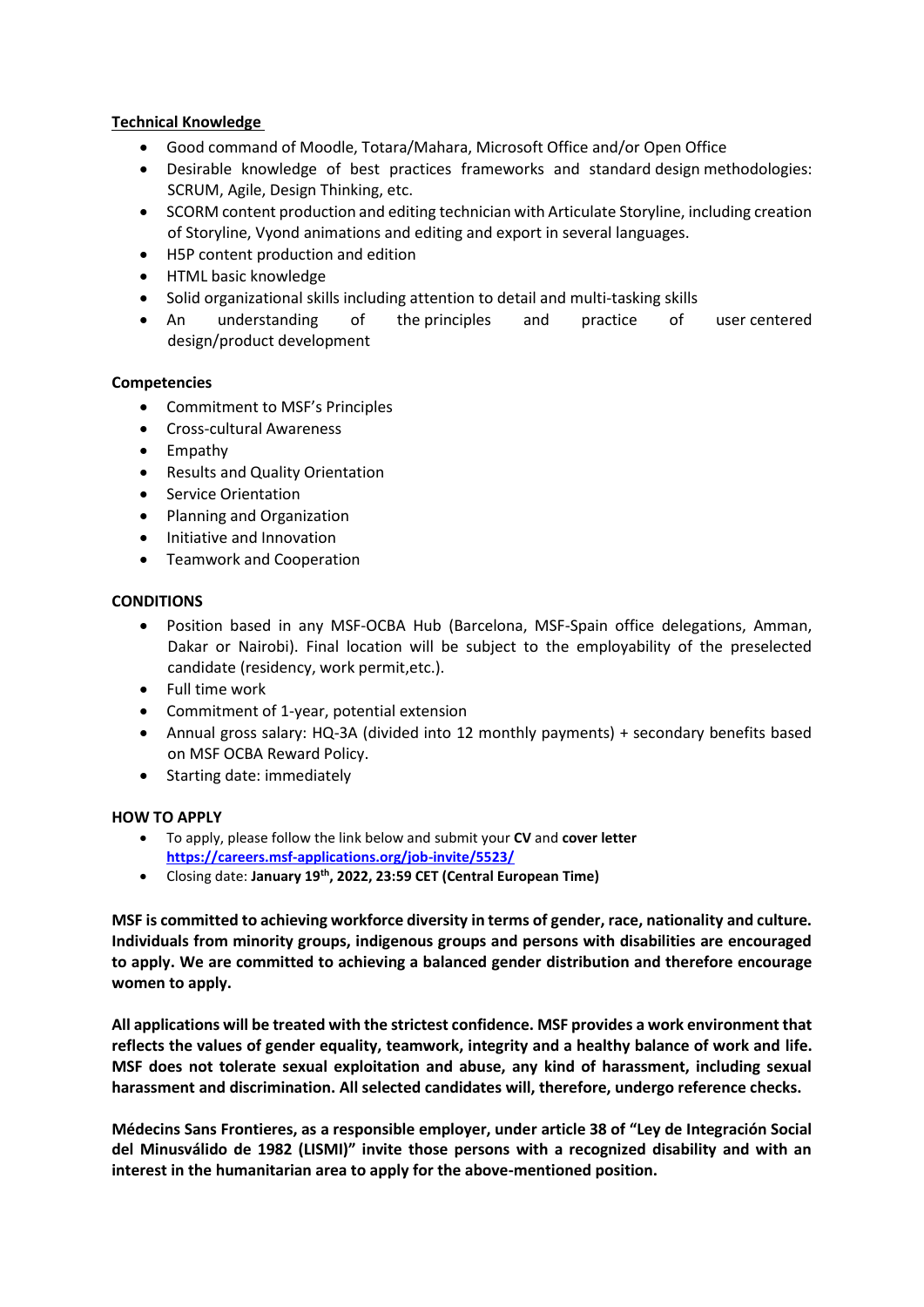**Technical Knowledge**

- Good command of Moodle, Totara/Mahara, Microsoft Office and/or Open Office
- Desirable knowledge of best practices frameworks and standard design methodologies: SCRUM, Agile, Design Thinking, etc.
- SCORM content production and editing technician with Articulate Storyline, including creation of Storyline, Vyond animations and editing and export in several languages.
- H5P content production and edition
- HTML basic knowledge
- Solid organizational skills including attention to detail and multi-tasking skills
- An understanding of the principles and practice of user centered design/product development

**Competencies**

- Commitment to MSF's Principles
- Cross-cultural Awareness
- Empathy
- Results and Quality Orientation
- Service Orientation
- Planning and Organization
- Initiative and Innovation
- Teamwork and Cooperation

**CONDITIONS**

- Position based in any MSF-OCBA Hub (Barcelona, MSF-Spain office delegations, Amman, Dakar or Nairobi). Final location will be subject to the employability of the preselected candidate (residency, work permit,etc.).
- Full time work
- Commitment of 1-year, potential extension
- Annual gross salary: HQ-3A (divided into 12 monthly payments) + secondary benefits based on MSF OCBA Reward Policy.
- Starting date: immediately

**HOW TO APPLY**

- To apply, please follow the link below and submit your **CV** and **cover letter** **https://careers.msf-applications.org/job-invite/5523/**
- Closing date: **January 19th, 2022, 23:59 CET (Central European Time)**

**MSF is committed to achieving workforce diversity in terms of gender, race, nationality and culture. Individuals from minority groups, indigenous groups and persons with disabilities are encouraged to apply. We are committed to achieving a balanced gender distribution and therefore encourage women to apply.**

**All applications will be treated with the strictest confidence. MSF provides a work environment that reflects the values of gender equality, teamwork, integrity and a healthy balance of work and life. MSF does not tolerate sexual exploitation and abuse, any kind of harassment, including sexual harassment and discrimination. All selected candidates will, therefore, undergo reference checks.**

**Médecins Sans Frontieres, as a responsible employer, under article 38 of "Ley de Integración Social del Minusválido de 1982 (LISMI)" invite those persons with a recognized disability and with an interest in the humanitarian area to apply for the above-mentioned position.**